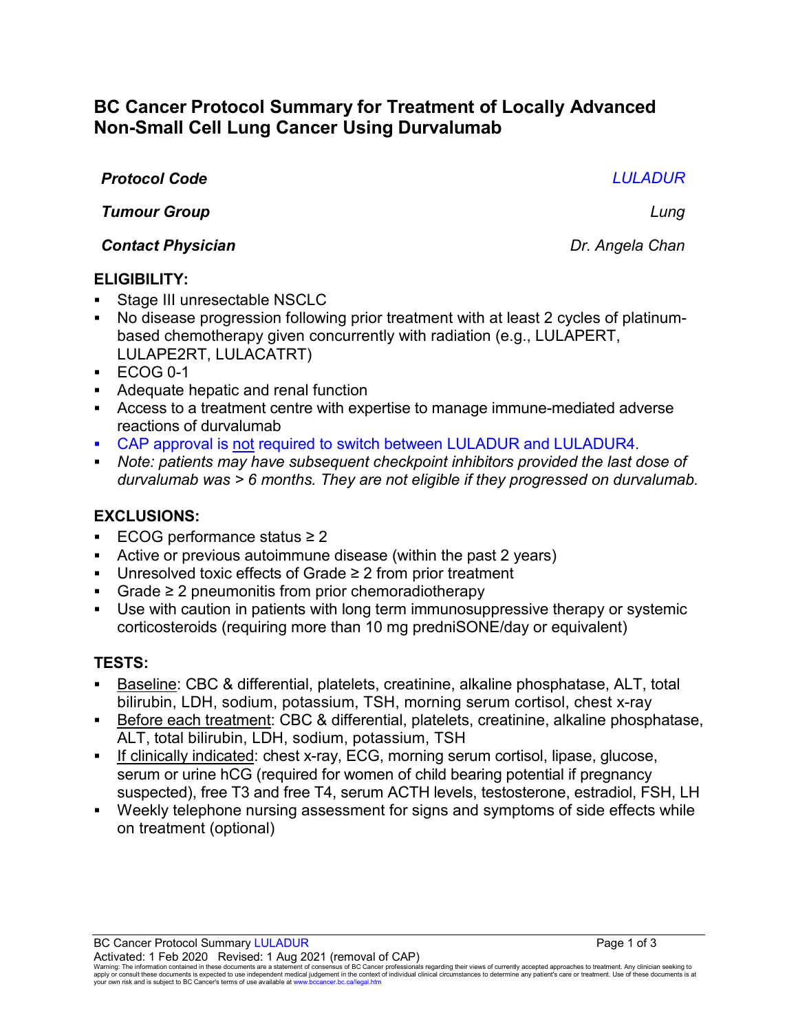# BC Cancer Protocol Summary for Treatment of Locally Advanced Non-Small Cell Lung Cancer Using Durvalumab

| | |
|---|---|
| ***Protocol Code*** | *LULADUR* |
| ***Tumour Group*** | *Lung* |
| ***Contact Physician*** | *Dr. Angela Chan* |

## ELIGIBILITY:

- Stage III unresectable NSCLC
- No disease progression following prior treatment with at least 2 cycles of platinum-based chemotherapy given concurrently with radiation (e.g., LULAPERT, LULAPE2RT, LULACATRT)
- ECOG 0-1
- Adequate hepatic and renal function
- Access to a treatment centre with expertise to manage immune-mediated adverse reactions of durvalumab
- CAP approval is not required to switch between LULADUR and LULADUR4.
- *Note: patients may have subsequent checkpoint inhibitors provided the last dose of durvalumab was > 6 months. They are not eligible if they progressed on durvalumab.*

## EXCLUSIONS:

- ECOG performance status ≥ 2
- Active or previous autoimmune disease (within the past 2 years)
- Unresolved toxic effects of Grade ≥ 2 from prior treatment
- Grade ≥ 2 pneumonitis from prior chemoradiotherapy
- Use with caution in patients with long term immunosuppressive therapy or systemic corticosteroids (requiring more than 10 mg predniSONE/day or equivalent)

## TESTS:

- Baseline: CBC & differential, platelets, creatinine, alkaline phosphatase, ALT, total bilirubin, LDH, sodium, potassium, TSH, morning serum cortisol, chest x-ray
- Before each treatment: CBC & differential, platelets, creatinine, alkaline phosphatase, ALT, total bilirubin, LDH, sodium, potassium, TSH
- If clinically indicated: chest x-ray, ECG, morning serum cortisol, lipase, glucose, serum or urine hCG (required for women of child bearing potential if pregnancy suspected), free T3 and free T4, serum ACTH levels, testosterone, estradiol, FSH, LH
- Weekly telephone nursing assessment for signs and symptoms of side effects while on treatment (optional)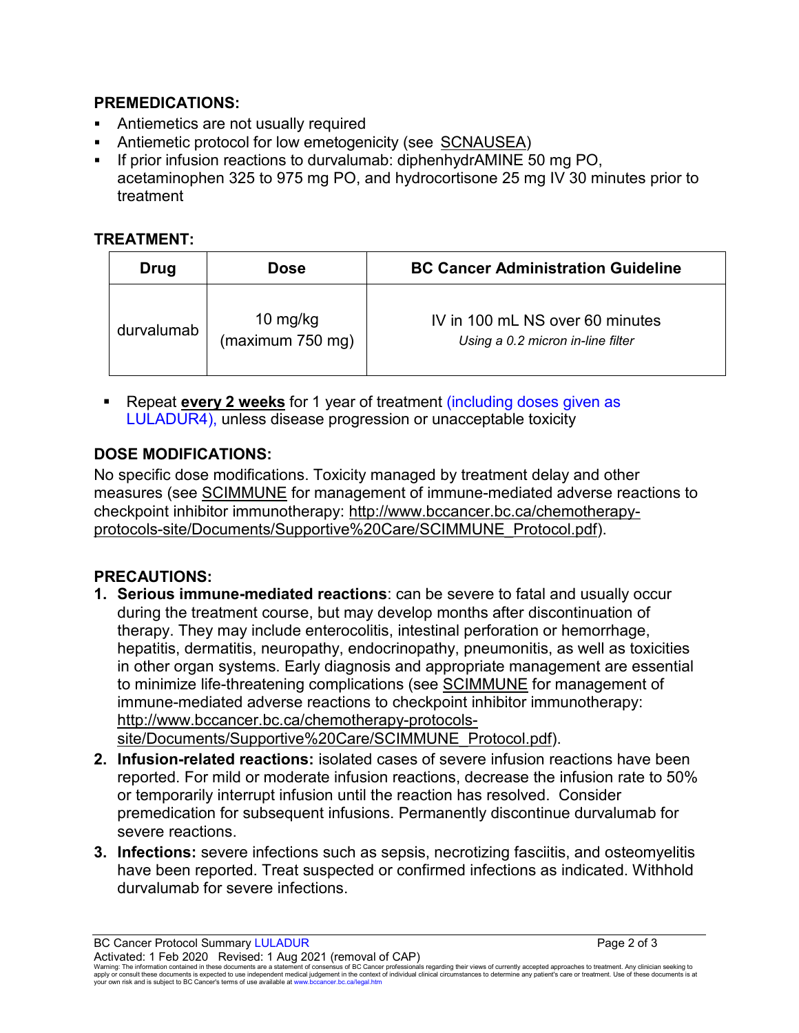## PREMEDICATIONS:

- Antiemetics are not usually required
- Antiemetic protocol for low emetogenicity (see SCNAUSEA)
- If prior infusion reactions to durvalumab: diphenhydrAMINE 50 mg PO, acetaminophen 325 to 975 mg PO, and hydrocortisone 25 mg IV 30 minutes prior to treatment

## TREATMENT:

| Drug | Dose | BC Cancer Administration Guideline |
|---|---|---|
| durvalumab | 10 mg/kg (maximum 750 mg) | IV in 100 mL NS over 60 minutes *Using a 0.2 micron in-line filter* |

- Repeat **every 2 weeks** for 1 year of treatment (including doses given as LULADUR4), unless disease progression or unacceptable toxicity

## DOSE MODIFICATIONS:

No specific dose modifications. Toxicity managed by treatment delay and other measures (see SCIMMUNE for management of immune-mediated adverse reactions to checkpoint inhibitor immunotherapy: http://www.bccancer.bc.ca/chemotherapy-protocols-site/Documents/Supportive%20Care/SCIMMUNE_Protocol.pdf).

## PRECAUTIONS:

1. **Serious immune-mediated reactions**: can be severe to fatal and usually occur during the treatment course, but may develop months after discontinuation of therapy. They may include enterocolitis, intestinal perforation or hemorrhage, hepatitis, dermatitis, neuropathy, endocrinopathy, pneumonitis, as well as toxicities in other organ systems. Early diagnosis and appropriate management are essential to minimize life-threatening complications (see SCIMMUNE for management of immune-mediated adverse reactions to checkpoint inhibitor immunotherapy: http://www.bccancer.bc.ca/chemotherapy-protocols-site/Documents/Supportive%20Care/SCIMMUNE_Protocol.pdf).
2. **Infusion-related reactions:** isolated cases of severe infusion reactions have been reported. For mild or moderate infusion reactions, decrease the infusion rate to 50% or temporarily interrupt infusion until the reaction has resolved. Consider premedication for subsequent infusions. Permanently discontinue durvalumab for severe reactions.
3. **Infections:** severe infections such as sepsis, necrotizing fasciitis, and osteomyelitis have been reported. Treat suspected or confirmed infections as indicated. Withhold durvalumab for severe infections.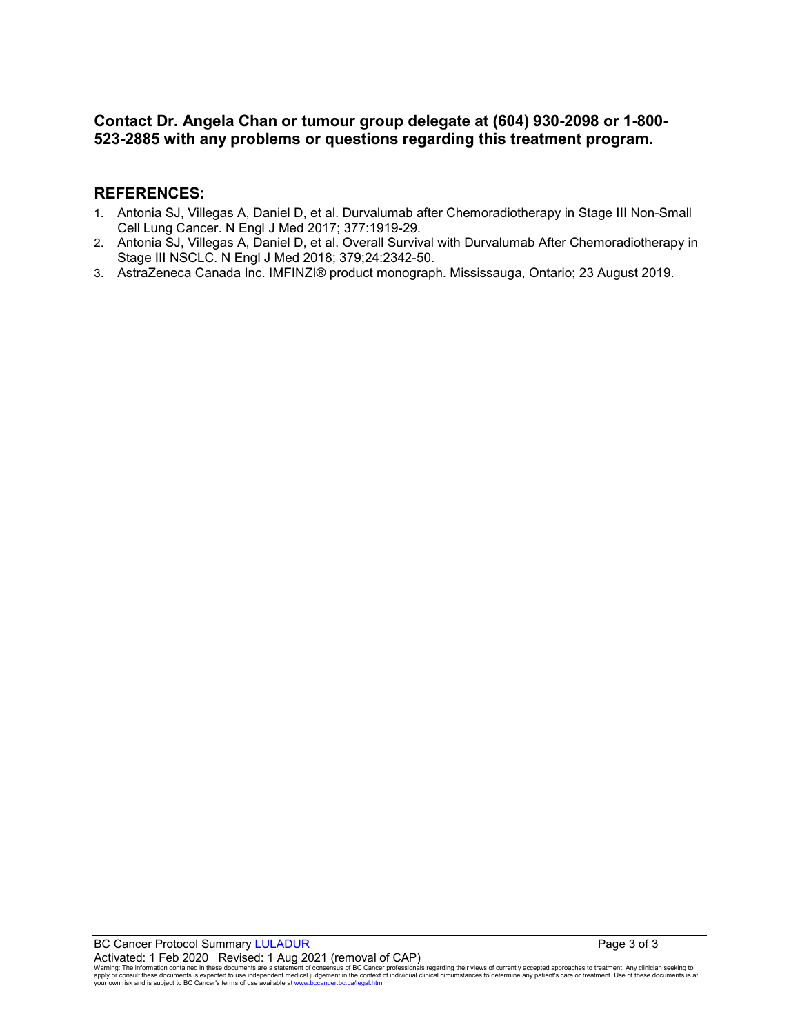**Contact Dr. Angela Chan or tumour group delegate at (604) 930-2098 or 1-800-523-2885 with any problems or questions regarding this treatment program.**

## REFERENCES:

1. Antonia SJ, Villegas A, Daniel D, et al. Durvalumab after Chemoradiotherapy in Stage III Non-Small Cell Lung Cancer. N Engl J Med 2017; 377:1919-29.
2. Antonia SJ, Villegas A, Daniel D, et al. Overall Survival with Durvalumab After Chemoradiotherapy in Stage III NSCLC. N Engl J Med 2018; 379;24:2342-50.
3. AstraZeneca Canada Inc. IMFINZI® product monograph. Mississauga, Ontario; 23 August 2019.